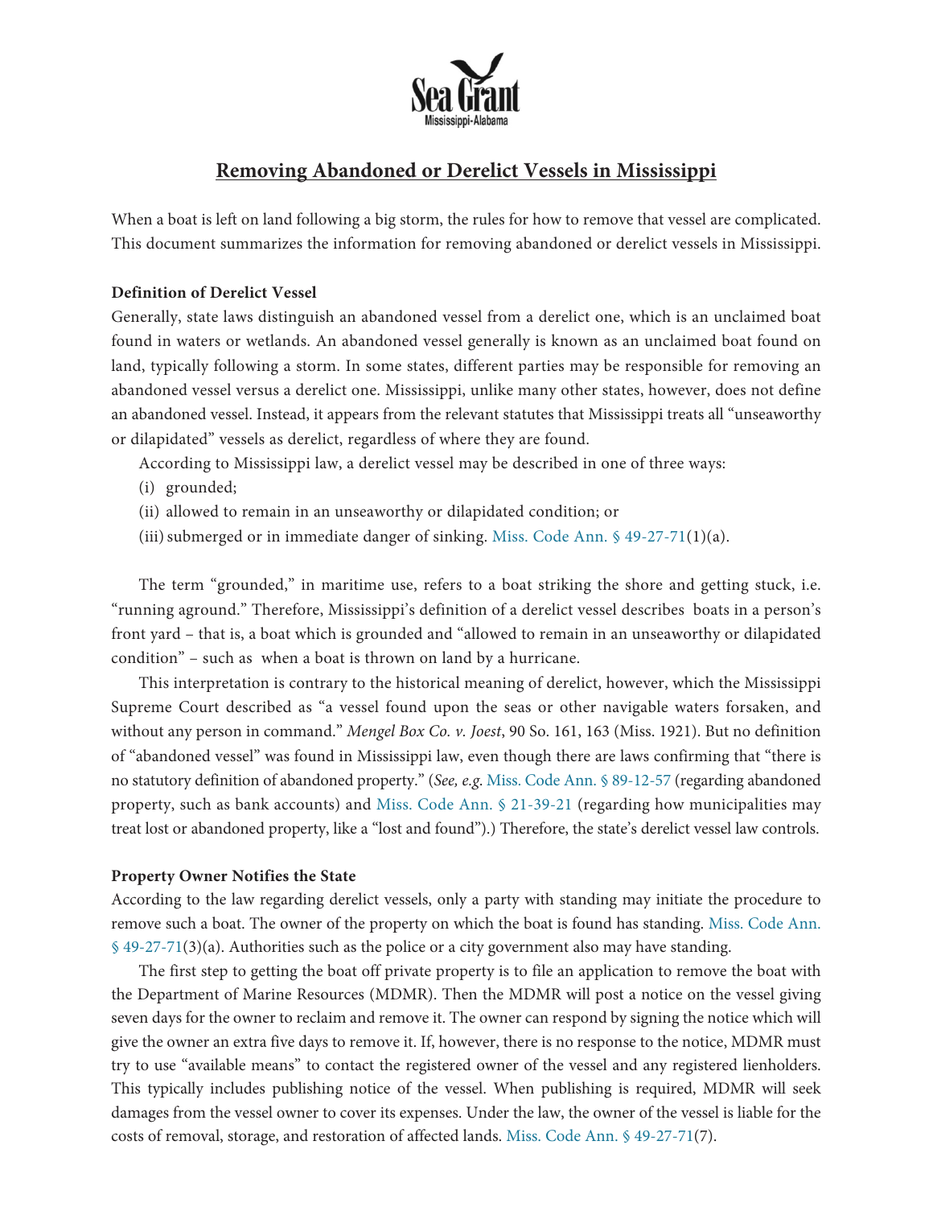Sea Grant
Mississippi-Alabama

# Removing Abandoned or Derelict Vessels in Mississippi

When a boat is left on land following a big storm, the rules for how to remove that vessel are complicated. This document summarizes the information for removing abandoned or derelict vessels in Mississippi.

**Definition of Derelict Vessel**

Generally, state laws distinguish an abandoned vessel from a derelict one, which is an unclaimed boat found in waters or wetlands. An abandoned vessel generally is known as an unclaimed boat found on land, typically following a storm. In some states, different parties may be responsible for removing an abandoned vessel versus a derelict one. Mississippi, unlike many other states, however, does not define an abandoned vessel. Instead, it appears from the relevant statutes that Mississippi treats all "unseaworthy or dilapidated" vessels as derelict, regardless of where they are found.

According to Mississippi law, a derelict vessel may be described in one of three ways:

(i) grounded;

(ii) allowed to remain in an unseaworthy or dilapidated condition; or

(iii) submerged or in immediate danger of sinking. Miss. Code Ann. § 49-27-71(1)(a).

The term "grounded," in maritime use, refers to a boat striking the shore and getting stuck, i.e. "running aground." Therefore, Mississippi's definition of a derelict vessel describes boats in a person's front yard – that is, a boat which is grounded and "allowed to remain in an unseaworthy or dilapidated condition" – such as when a boat is thrown on land by a hurricane.

This interpretation is contrary to the historical meaning of derelict, however, which the Mississippi Supreme Court described as "a vessel found upon the seas or other navigable waters forsaken, and without any person in command." *Mengel Box Co. v. Joest*, 90 So. 161, 163 (Miss. 1921). But no definition of "abandoned vessel" was found in Mississippi law, even though there are laws confirming that "there is no statutory definition of abandoned property." (*See, e.g.* Miss. Code Ann. § 89-12-57 (regarding abandoned property, such as bank accounts) and Miss. Code Ann. § 21-39-21 (regarding how municipalities may treat lost or abandoned property, like a "lost and found").) Therefore, the state's derelict vessel law controls.

**Property Owner Notifies the State**

According to the law regarding derelict vessels, only a party with standing may initiate the procedure to remove such a boat. The owner of the property on which the boat is found has standing. Miss. Code Ann. § 49-27-71(3)(a). Authorities such as the police or a city government also may have standing.

The first step to getting the boat off private property is to file an application to remove the boat with the Department of Marine Resources (MDMR). Then the MDMR will post a notice on the vessel giving seven days for the owner to reclaim and remove it. The owner can respond by signing the notice which will give the owner an extra five days to remove it. If, however, there is no response to the notice, MDMR must try to use "available means" to contact the registered owner of the vessel and any registered lienholders. This typically includes publishing notice of the vessel. When publishing is required, MDMR will seek damages from the vessel owner to cover its expenses. Under the law, the owner of the vessel is liable for the costs of removal, storage, and restoration of affected lands. Miss. Code Ann. § 49-27-71(7).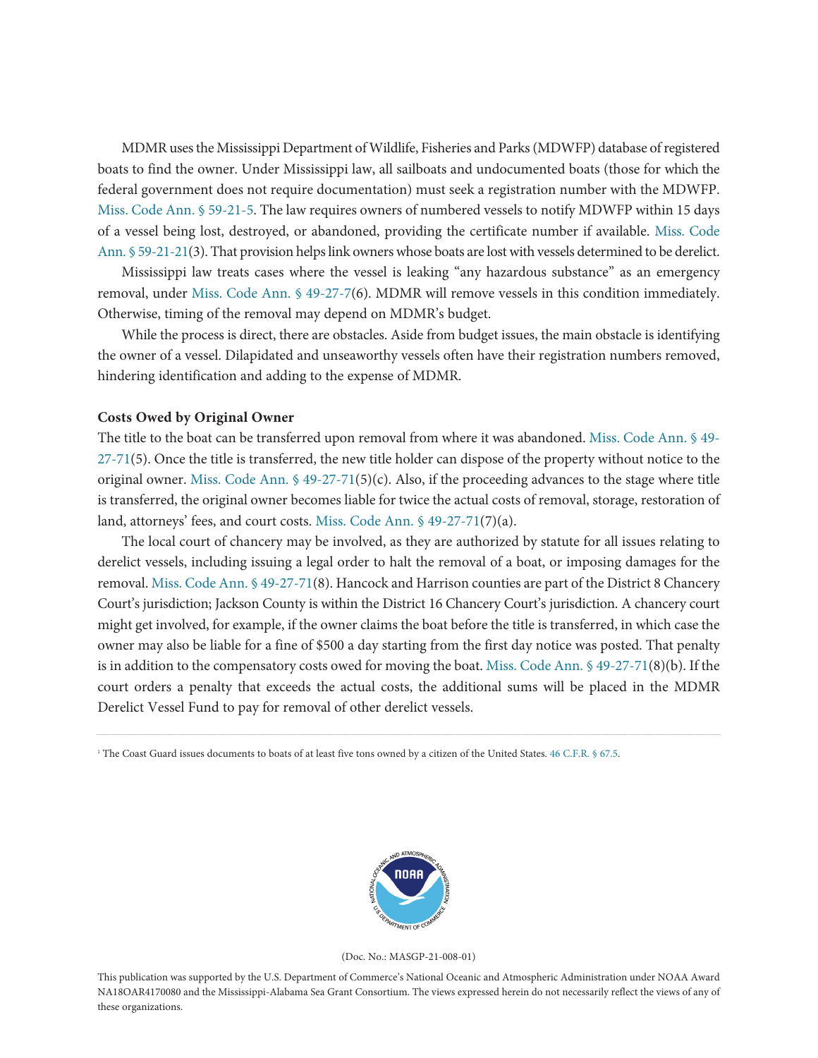MDMR uses the Mississippi Department of Wildlife, Fisheries and Parks (MDWFP) database of registered boats to find the owner. Under Mississippi law, all sailboats and undocumented boats (those for which the federal government does not require documentation) must seek a registration number with the MDWFP. Miss. Code Ann. § 59-21-5. The law requires owners of numbered vessels to notify MDWFP within 15 days of a vessel being lost, destroyed, or abandoned, providing the certificate number if available. Miss. Code Ann. § 59-21-21(3). That provision helps link owners whose boats are lost with vessels determined to be derelict.

Mississippi law treats cases where the vessel is leaking "any hazardous substance" as an emergency removal, under Miss. Code Ann. § 49-27-7(6). MDMR will remove vessels in this condition immediately. Otherwise, timing of the removal may depend on MDMR's budget.

While the process is direct, there are obstacles. Aside from budget issues, the main obstacle is identifying the owner of a vessel. Dilapidated and unseaworthy vessels often have their registration numbers removed, hindering identification and adding to the expense of MDMR.

**Costs Owed by Original Owner**

The title to the boat can be transferred upon removal from where it was abandoned. Miss. Code Ann. § 49-27-71(5). Once the title is transferred, the new title holder can dispose of the property without notice to the original owner. Miss. Code Ann. § 49-27-71(5)(c). Also, if the proceeding advances to the stage where title is transferred, the original owner becomes liable for twice the actual costs of removal, storage, restoration of land, attorneys' fees, and court costs. Miss. Code Ann. § 49-27-71(7)(a).

The local court of chancery may be involved, as they are authorized by statute for all issues relating to derelict vessels, including issuing a legal order to halt the removal of a boat, or imposing damages for the removal. Miss. Code Ann. § 49-27-71(8). Hancock and Harrison counties are part of the District 8 Chancery Court's jurisdiction; Jackson County is within the District 16 Chancery Court's jurisdiction. A chancery court might get involved, for example, if the owner claims the boat before the title is transferred, in which case the owner may also be liable for a fine of $500 a day starting from the first day notice was posted. That penalty is in addition to the compensatory costs owed for moving the boat. Miss. Code Ann. § 49-27-71(8)(b). If the court orders a penalty that exceeds the actual costs, the additional sums will be placed in the MDMR Derelict Vessel Fund to pay for removal of other derelict vessels.

---

[1] The Coast Guard issues documents to boats of at least five tons owned by a citizen of the United States. 46 C.F.R. § 67.5.

(Doc. No.: MASGP-21-008-01)

This publication was supported by the U.S. Department of Commerce's National Oceanic and Atmospheric Administration under NOAA Award NA18OAR4170080 and the Mississippi-Alabama Sea Grant Consortium. The views expressed herein do not necessarily reflect the views of any of these organizations.